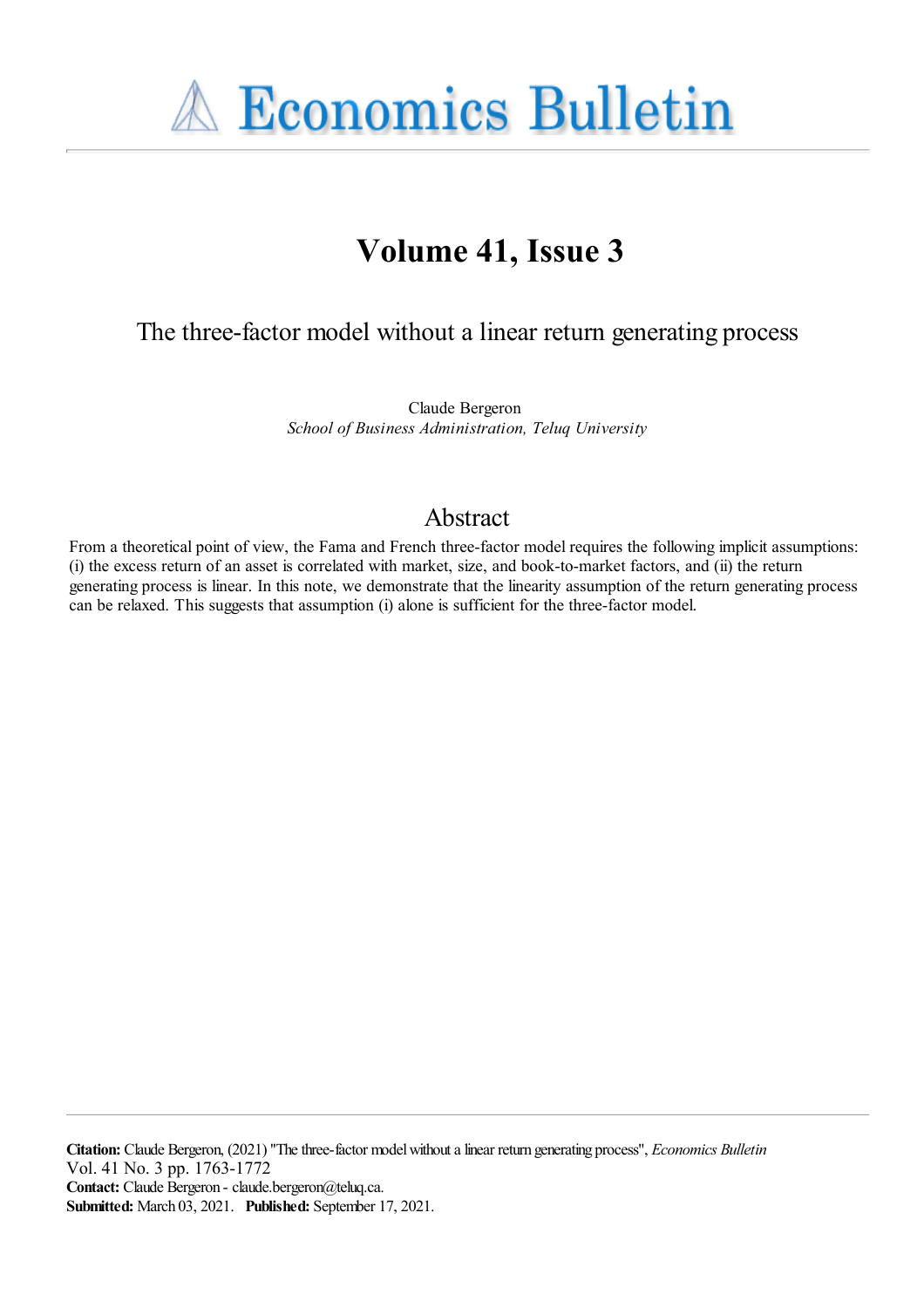# Economics Bulletin

## Volume 41, Issue 3

# The three-factor model without a linear return generating process

Claude Bergeron
*School of Business Administration, Teluq University*

## Abstract

From a theoretical point of view, the Fama and French three-factor model requires the following implicit assumptions: (i) the excess return of an asset is correlated with market, size, and book-to-market factors, and (ii) the return generating process is linear. In this note, we demonstrate that the linearity assumption of the return generating process can be relaxed. This suggests that assumption (i) alone is sufficient for the three-factor model.

**Citation:** Claude Bergeron, (2021) "The three-factor model without a linear return generating process", *Economics Bulletin* Vol. 41 No. 3 pp. 1763-1772
**Contact:** Claude Bergeron - claude.bergeron@teluq.ca.
**Submitted:** March 03, 2021. **Published:** September 17, 2021.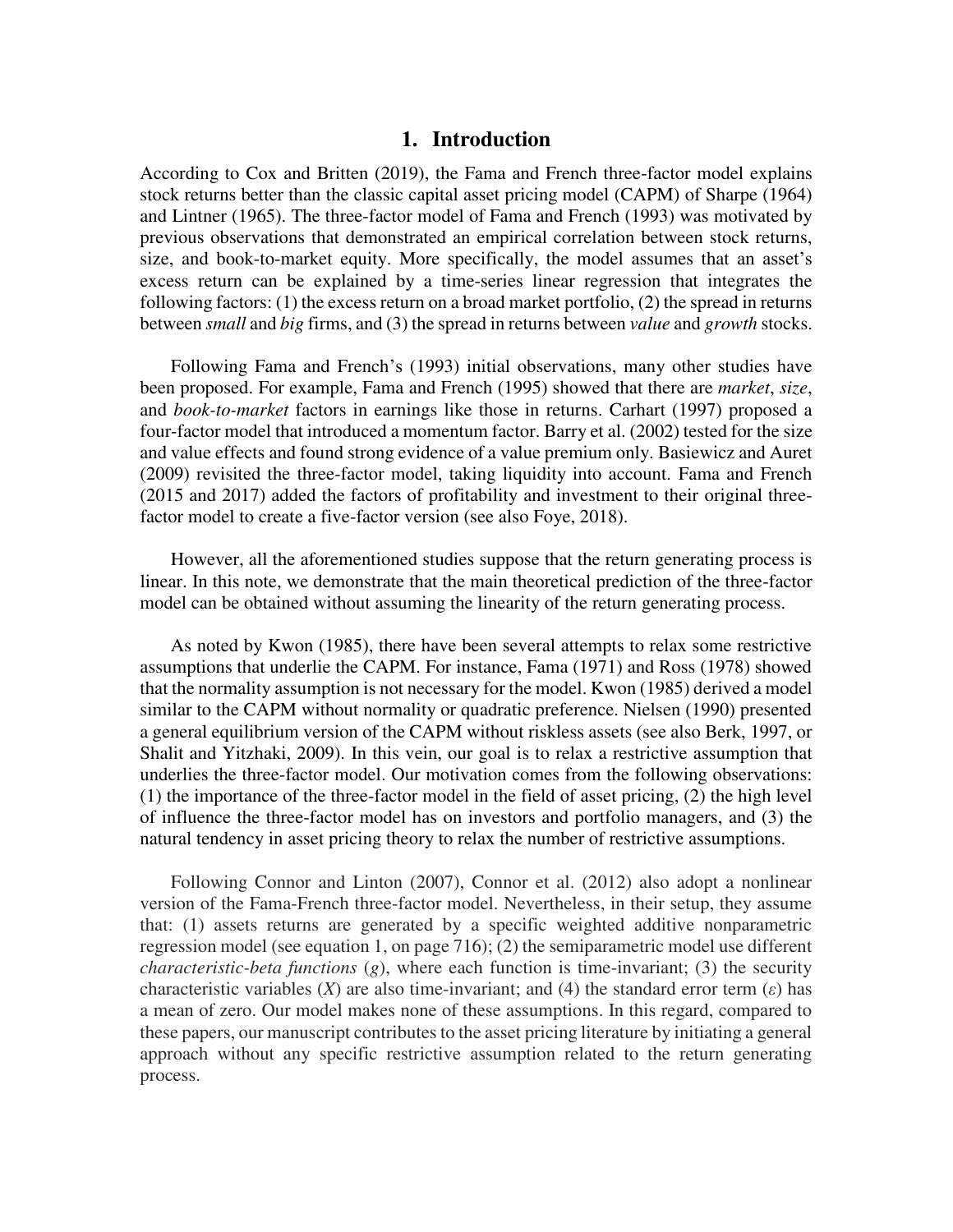# 1. Introduction

According to Cox and Britten (2019), the Fama and French three-factor model explains stock returns better than the classic capital asset pricing model (CAPM) of Sharpe (1964) and Lintner (1965). The three-factor model of Fama and French (1993) was motivated by previous observations that demonstrated an empirical correlation between stock returns, size, and book-to-market equity. More specifically, the model assumes that an asset's excess return can be explained by a time-series linear regression that integrates the following factors: (1) the excess return on a broad market portfolio, (2) the spread in returns between *small* and *big* firms, and (3) the spread in returns between *value* and *growth* stocks.

Following Fama and French's (1993) initial observations, many other studies have been proposed. For example, Fama and French (1995) showed that there are *market*, *size*, and *book-to-market* factors in earnings like those in returns. Carhart (1997) proposed a four-factor model that introduced a momentum factor. Barry et al. (2002) tested for the size and value effects and found strong evidence of a value premium only. Basiewicz and Auret (2009) revisited the three-factor model, taking liquidity into account. Fama and French (2015 and 2017) added the factors of profitability and investment to their original three-factor model to create a five-factor version (see also Foye, 2018).

However, all the aforementioned studies suppose that the return generating process is linear. In this note, we demonstrate that the main theoretical prediction of the three-factor model can be obtained without assuming the linearity of the return generating process.

As noted by Kwon (1985), there have been several attempts to relax some restrictive assumptions that underlie the CAPM. For instance, Fama (1971) and Ross (1978) showed that the normality assumption is not necessary for the model. Kwon (1985) derived a model similar to the CAPM without normality or quadratic preference. Nielsen (1990) presented a general equilibrium version of the CAPM without riskless assets (see also Berk, 1997, or Shalit and Yitzhaki, 2009). In this vein, our goal is to relax a restrictive assumption that underlies the three-factor model. Our motivation comes from the following observations: (1) the importance of the three-factor model in the field of asset pricing, (2) the high level of influence the three-factor model has on investors and portfolio managers, and (3) the natural tendency in asset pricing theory to relax the number of restrictive assumptions.

Following Connor and Linton (2007), Connor et al. (2012) also adopt a nonlinear version of the Fama-French three-factor model. Nevertheless, in their setup, they assume that: (1) assets returns are generated by a specific weighted additive nonparametric regression model (see equation 1, on page 716); (2) the semiparametric model use different *characteristic-beta functions* ($g$), where each function is time-invariant; (3) the security characteristic variables ($X$) are also time-invariant; and (4) the standard error term ($\varepsilon$) has a mean of zero. Our model makes none of these assumptions. In this regard, compared to these papers, our manuscript contributes to the asset pricing literature by initiating a general approach without any specific restrictive assumption related to the return generating process.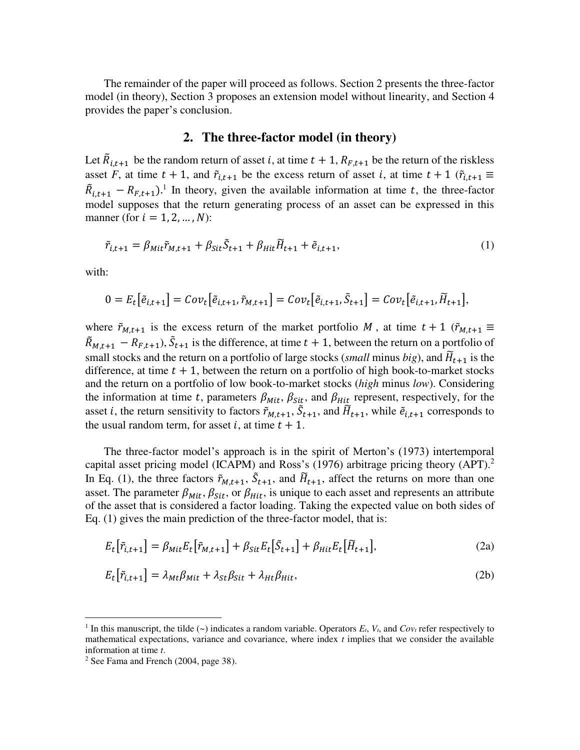The remainder of the paper will proceed as follows. Section 2 presents the three-factor model (in theory), Section 3 proposes an extension model without linearity, and Section 4 provides the paper's conclusion.

## 2. The three-factor model (in theory)

Let $\tilde{R}_{i,t+1}$ be the random return of asset $i$, at time $t+1$, $R_{F,t+1}$ be the return of the riskless asset $F$, at time $t+1$, and $\tilde{r}_{i,t+1}$ be the excess return of asset $i$, at time $t+1$ ($\tilde{r}_{i,t+1} \equiv \tilde{R}_{i,t+1} - R_{F,t+1}$).[1] In theory, given the available information at time $t$, the three-factor model supposes that the return generating process of an asset can be expressed in this manner (for $i = 1, 2, \ldots, N$):

$$\tilde{r}_{i,t+1} = \beta_{Mit}\tilde{r}_{M,t+1} + \beta_{Sit}\tilde{S}_{t+1} + \beta_{Hit}\tilde{H}_{t+1} + \tilde{e}_{i,t+1}, \tag{1}$$

with:

$$0 = E_t\left[\tilde{e}_{i,t+1}\right] = Cov_t\left[\tilde{e}_{i,t+1}, \tilde{r}_{M,t+1}\right] = Cov_t\left[\tilde{e}_{i,t+1}, \tilde{S}_{t+1}\right] = Cov_t\left[\tilde{e}_{i,t+1}, \tilde{H}_{t+1}\right],$$

where $\tilde{r}_{M,t+1}$ is the excess return of the market portfolio $M$, at time $t+1$ ($\tilde{r}_{M,t+1} \equiv \tilde{R}_{M,t+1} - R_{F,t+1}$), $\tilde{S}_{t+1}$ is the difference, at time $t+1$, between the return on a portfolio of small stocks and the return on a portfolio of large stocks (*small* minus *big*), and $\tilde{H}_{t+1}$ is the difference, at time $t+1$, between the return on a portfolio of high book-to-market stocks and the return on a portfolio of low book-to-market stocks (*high* minus *low*). Considering the information at time $t$, parameters $\beta_{Mit}$, $\beta_{Sit}$, and $\beta_{Hit}$ represent, respectively, for the asset $i$, the return sensitivity to factors $\tilde{r}_{M,t+1}$, $\tilde{S}_{t+1}$, and $\tilde{H}_{t+1}$, while $\tilde{e}_{i,t+1}$ corresponds to the usual random term, for asset $i$, at time $t+1$.

The three-factor model's approach is in the spirit of Merton's (1973) intertemporal capital asset pricing model (ICAPM) and Ross's (1976) arbitrage pricing theory (APT).[2] In Eq. (1), the three factors $\tilde{r}_{M,t+1}$, $\tilde{S}_{t+1}$, and $\tilde{H}_{t+1}$, affect the returns on more than one asset. The parameter $\beta_{Mit}$, $\beta_{Sit}$, or $\beta_{Hit}$, is unique to each asset and represents an attribute of the asset that is considered a factor loading. Taking the expected value on both sides of Eq. (1) gives the main prediction of the three-factor model, that is:

$$E_t\left[\tilde{r}_{i,t+1}\right] = \beta_{Mit}E_t\left[\tilde{r}_{M,t+1}\right] + \beta_{Sit}E_t\left[\tilde{S}_{t+1}\right] + \beta_{Hit}E_t\left[\tilde{H}_{t+1}\right], \tag{2a}$$

$$E_t\left[\tilde{r}_{i,t+1}\right] = \lambda_{Mt}\beta_{Mit} + \lambda_{St}\beta_{Sit} + \lambda_{Ht}\beta_{Hit}, \tag{2b}$$

---

[1] In this manuscript, the tilde (~) indicates a random variable. Operators $E_t$, $V_t$, and $Cov_t$ refer respectively to mathematical expectations, variance and covariance, where index $t$ implies that we consider the available information at time $t$.

[2] See Fama and French (2004, page 38).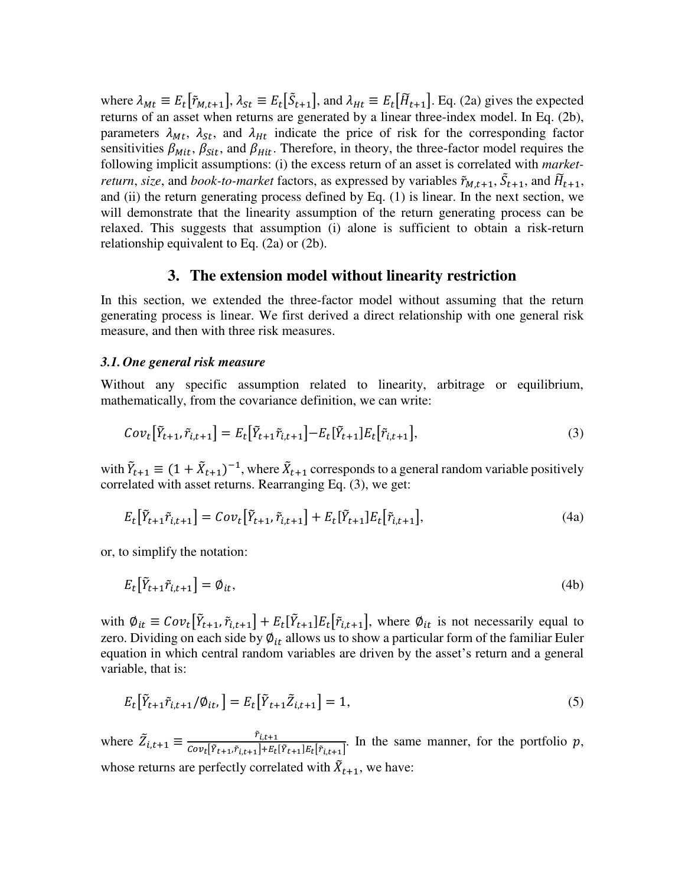where $\lambda_{Mt} \equiv E_t[\tilde{r}_{M,t+1}]$, $\lambda_{St} \equiv E_t[\tilde{S}_{t+1}]$, and $\lambda_{Ht} \equiv E_t[\tilde{H}_{t+1}]$. Eq. (2a) gives the expected returns of an asset when returns are generated by a linear three-index model. In Eq. (2b), parameters $\lambda_{Mt}$, $\lambda_{St}$, and $\lambda_{Ht}$ indicate the price of risk for the corresponding factor sensitivities $\beta_{Mit}$, $\beta_{Sit}$, and $\beta_{Hit}$. Therefore, in theory, the three-factor model requires the following implicit assumptions: (i) the excess return of an asset is correlated with *market-return*, *size*, and *book-to-market* factors, as expressed by variables $\tilde{r}_{M,t+1}$, $\tilde{S}_{t+1}$, and $\tilde{H}_{t+1}$, and (ii) the return generating process defined by Eq. (1) is linear. In the next section, we will demonstrate that the linearity assumption of the return generating process can be relaxed. This suggests that assumption (i) alone is sufficient to obtain a risk-return relationship equivalent to Eq. (2a) or (2b).

## 3. The extension model without linearity restriction

In this section, we extended the three-factor model without assuming that the return generating process is linear. We first derived a direct relationship with one general risk measure, and then with three risk measures.

### *3.1. One general risk measure*

Without any specific assumption related to linearity, arbitrage or equilibrium, mathematically, from the covariance definition, we can write:

$$Cov_t[\tilde{Y}_{t+1}, \tilde{r}_{i,t+1}] = E_t[\tilde{Y}_{t+1}\tilde{r}_{i,t+1}] - E_t[\tilde{Y}_{t+1}]E_t[\tilde{r}_{i,t+1}], \tag{3}$$

with $\tilde{Y}_{t+1} \equiv (1 + \tilde{X}_{t+1})^{-1}$, where $\tilde{X}_{t+1}$ corresponds to a general random variable positively correlated with asset returns. Rearranging Eq. (3), we get:

$$E_t[\tilde{Y}_{t+1}\tilde{r}_{i,t+1}] = Cov_t[\tilde{Y}_{t+1}, \tilde{r}_{i,t+1}] + E_t[\tilde{Y}_{t+1}]E_t[\tilde{r}_{i,t+1}], \tag{4a}$$

or, to simplify the notation:

$$E_t[\tilde{Y}_{t+1}\tilde{r}_{i,t+1}] = \emptyset_{it}, \tag{4b}$$

with $\emptyset_{it} \equiv Cov_t[\tilde{Y}_{t+1}, \tilde{r}_{i,t+1}] + E_t[\tilde{Y}_{t+1}]E_t[\tilde{r}_{i,t+1}]$, where $\emptyset_{it}$ is not necessarily equal to zero. Dividing on each side by $\emptyset_{it}$ allows us to show a particular form of the familiar Euler equation in which central random variables are driven by the asset's return and a general variable, that is:

$$E_t[\tilde{Y}_{t+1}\tilde{r}_{i,t+1}/\emptyset_{it},] = E_t[\tilde{Y}_{t+1}\tilde{Z}_{i,t+1}] = 1, \tag{5}$$

where $\tilde{Z}_{i,t+1} \equiv \frac{\tilde{r}_{i,t+1}}{Cov_t[\tilde{Y}_{t+1}, \tilde{r}_{i,t+1}] + E_t[\tilde{Y}_{t+1}]E_t[\tilde{r}_{i,t+1}]}$. In the same manner, for the portfolio $p$, whose returns are perfectly correlated with $\tilde{X}_{t+1}$, we have: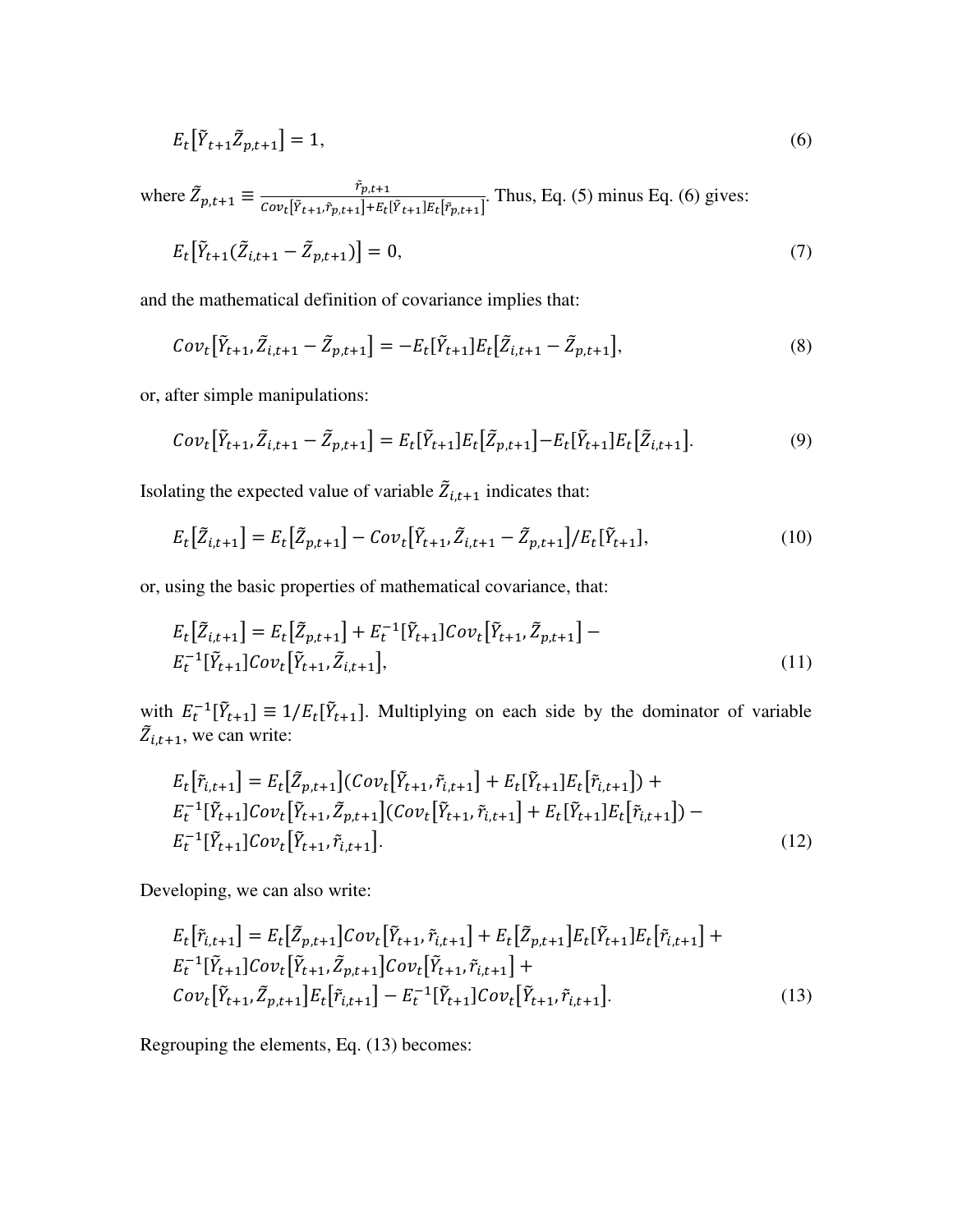$$E_t\left[\tilde{Y}_{t+1}\tilde{Z}_{p,t+1}\right] = 1, \tag{6}$$

where $\tilde{Z}_{p,t+1} \equiv \frac{\tilde{r}_{p,t+1}}{Cov_t\left[\tilde{Y}_{t+1},\tilde{r}_{p,t+1}\right]+E_t\left[\tilde{Y}_{t+1}\right]E_t\left[\tilde{r}_{p,t+1}\right]}$. Thus, Eq. (5) minus Eq. (6) gives:

$$E_t\left[\tilde{Y}_{t+1}(\tilde{Z}_{i,t+1} - \tilde{Z}_{p,t+1})\right] = 0, \tag{7}$$

and the mathematical definition of covariance implies that:

$$Cov_t\left[\tilde{Y}_{t+1}, \tilde{Z}_{i,t+1} - \tilde{Z}_{p,t+1}\right] = -E_t[\tilde{Y}_{t+1}]E_t\left[\tilde{Z}_{i,t+1} - \tilde{Z}_{p,t+1}\right], \tag{8}$$

or, after simple manipulations:

$$Cov_t\left[\tilde{Y}_{t+1}, \tilde{Z}_{i,t+1} - \tilde{Z}_{p,t+1}\right] = E_t[\tilde{Y}_{t+1}]E_t\left[\tilde{Z}_{p,t+1}\right] - E_t[\tilde{Y}_{t+1}]E_t\left[\tilde{Z}_{i,t+1}\right]. \tag{9}$$

Isolating the expected value of variable $\tilde{Z}_{i,t+1}$ indicates that:

$$E_t\left[\tilde{Z}_{i,t+1}\right] = E_t\left[\tilde{Z}_{p,t+1}\right] - Cov_t\left[\tilde{Y}_{t+1}, \tilde{Z}_{i,t+1} - \tilde{Z}_{p,t+1}\right]/E_t[\tilde{Y}_{t+1}], \tag{10}$$

or, using the basic properties of mathematical covariance, that:

$$E_t\left[\tilde{Z}_{i,t+1}\right] = E_t\left[\tilde{Z}_{p,t+1}\right] + E_t^{-1}[\tilde{Y}_{t+1}]Cov_t\left[\tilde{Y}_{t+1}, \tilde{Z}_{p,t+1}\right] - E_t^{-1}[\tilde{Y}_{t+1}]Cov_t\left[\tilde{Y}_{t+1}, \tilde{Z}_{i,t+1}\right], \tag{11}$$

with $E_t^{-1}[\tilde{Y}_{t+1}] \equiv 1/E_t[\tilde{Y}_{t+1}]$. Multiplying on each side by the dominator of variable $\tilde{Z}_{i,t+1}$, we can write:

$$E_t\left[\tilde{r}_{i,t+1}\right] = E_t\left[\tilde{Z}_{p,t+1}\right](Cov_t\left[\tilde{Y}_{t+1}, \tilde{r}_{i,t+1}\right] + E_t[\tilde{Y}_{t+1}]E_t\left[\tilde{r}_{i,t+1}\right]) + E_t^{-1}[\tilde{Y}_{t+1}]Cov_t\left[\tilde{Y}_{t+1}, \tilde{Z}_{p,t+1}\right](Cov_t\left[\tilde{Y}_{t+1}, \tilde{r}_{i,t+1}\right] + E_t[\tilde{Y}_{t+1}]E_t\left[\tilde{r}_{i,t+1}\right]) - E_t^{-1}[\tilde{Y}_{t+1}]Cov_t\left[\tilde{Y}_{t+1}, \tilde{r}_{i,t+1}\right]. \tag{12}$$

Developing, we can also write:

$$E_t\left[\tilde{r}_{i,t+1}\right] = E_t\left[\tilde{Z}_{p,t+1}\right]Cov_t\left[\tilde{Y}_{t+1}, \tilde{r}_{i,t+1}\right] + E_t\left[\tilde{Z}_{p,t+1}\right]E_t[\tilde{Y}_{t+1}]E_t\left[\tilde{r}_{i,t+1}\right] + E_t^{-1}[\tilde{Y}_{t+1}]Cov_t\left[\tilde{Y}_{t+1}, \tilde{Z}_{p,t+1}\right]Cov_t\left[\tilde{Y}_{t+1}, \tilde{r}_{i,t+1}\right] + Cov_t\left[\tilde{Y}_{t+1}, \tilde{Z}_{p,t+1}\right]E_t\left[\tilde{r}_{i,t+1}\right] - E_t^{-1}[\tilde{Y}_{t+1}]Cov_t\left[\tilde{Y}_{t+1}, \tilde{r}_{i,t+1}\right]. \tag{13}$$

Regrouping the elements, Eq. (13) becomes: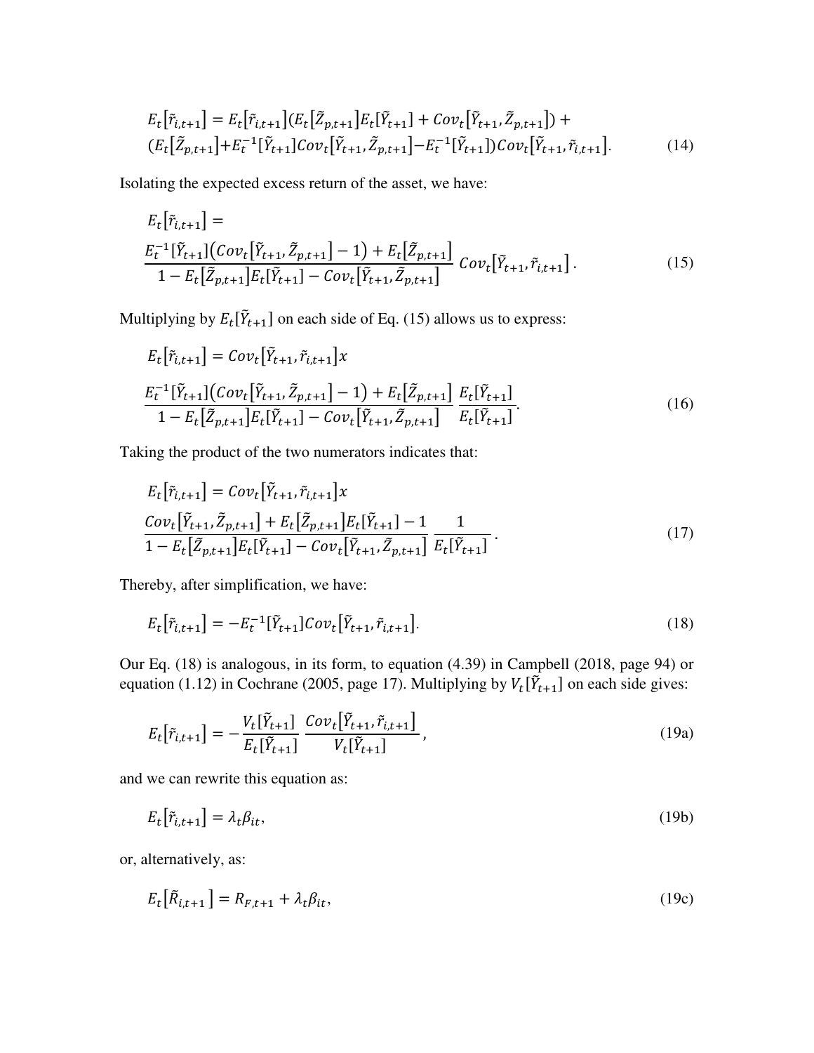$$E_t[\tilde{r}_{i,t+1}] = E_t[\tilde{r}_{i,t+1}](E_t[\tilde{Z}_{p,t+1}]E_t[\tilde{Y}_{t+1}] + Cov_t[\tilde{Y}_{t+1}, \tilde{Z}_{p,t+1}]) + (E_t[\tilde{Z}_{p,t+1}] + E_t^{-1}[\tilde{Y}_{t+1}]Cov_t[\tilde{Y}_{t+1}, \tilde{Z}_{p,t+1}] - E_t^{-1}[\tilde{Y}_{t+1}])Cov_t[\tilde{Y}_{t+1}, \tilde{r}_{i,t+1}]. \tag{14}$$

Isolating the expected excess return of the asset, we have:

$$E_t[\tilde{r}_{i,t+1}] = \frac{E_t^{-1}[\tilde{Y}_{t+1}](Cov_t[\tilde{Y}_{t+1}, \tilde{Z}_{p,t+1}] - 1) + E_t[\tilde{Z}_{p,t+1}]}{1 - E_t[\tilde{Z}_{p,t+1}]E_t[\tilde{Y}_{t+1}] - Cov_t[\tilde{Y}_{t+1}, \tilde{Z}_{p,t+1}]} Cov_t[\tilde{Y}_{t+1}, \tilde{r}_{i,t+1}]. \tag{15}$$

Multiplying by $E_t[\tilde{Y}_{t+1}]$ on each side of Eq. (15) allows us to express:

$$E_t[\tilde{r}_{i,t+1}] = Cov_t[\tilde{Y}_{t+1}, \tilde{r}_{i,t+1}] x \frac{E_t^{-1}[\tilde{Y}_{t+1}](Cov_t[\tilde{Y}_{t+1}, \tilde{Z}_{p,t+1}] - 1) + E_t[\tilde{Z}_{p,t+1}]}{1 - E_t[\tilde{Z}_{p,t+1}]E_t[\tilde{Y}_{t+1}] - Cov_t[\tilde{Y}_{t+1}, \tilde{Z}_{p,t+1}]} \frac{E_t[\tilde{Y}_{t+1}]}{E_t[\tilde{Y}_{t+1}]}. \tag{16}$$

Taking the product of the two numerators indicates that:

$$E_t[\tilde{r}_{i,t+1}] = Cov_t[\tilde{Y}_{t+1}, \tilde{r}_{i,t+1}] x \frac{Cov_t[\tilde{Y}_{t+1}, \tilde{Z}_{p,t+1}] + E_t[\tilde{Z}_{p,t+1}]E_t[\tilde{Y}_{t+1}] - 1}{1 - E_t[\tilde{Z}_{p,t+1}]E_t[\tilde{Y}_{t+1}] - Cov_t[\tilde{Y}_{t+1}, \tilde{Z}_{p,t+1}]} \frac{1}{E_t[\tilde{Y}_{t+1}]}. \tag{17}$$

Thereby, after simplification, we have:

$$E_t[\tilde{r}_{i,t+1}] = -E_t^{-1}[\tilde{Y}_{t+1}]Cov_t[\tilde{Y}_{t+1}, \tilde{r}_{i,t+1}]. \tag{18}$$

Our Eq. (18) is analogous, in its form, to equation (4.39) in Campbell (2018, page 94) or equation (1.12) in Cochrane (2005, page 17). Multiplying by $V_t[\tilde{Y}_{t+1}]$ on each side gives:

$$E_t[\tilde{r}_{i,t+1}] = -\frac{V_t[\tilde{Y}_{t+1}]}{E_t[\tilde{Y}_{t+1}]} \frac{Cov_t[\tilde{Y}_{t+1}, \tilde{r}_{i,t+1}]}{V_t[\tilde{Y}_{t+1}]}, \tag{19a}$$

and we can rewrite this equation as:

$$E_t[\tilde{r}_{i,t+1}] = \lambda_t \beta_{it}, \tag{19b}$$

or, alternatively, as:

$$E_t[\tilde{R}_{i,t+1}] = R_{F,t+1} + \lambda_t \beta_{it}, \tag{19c}$$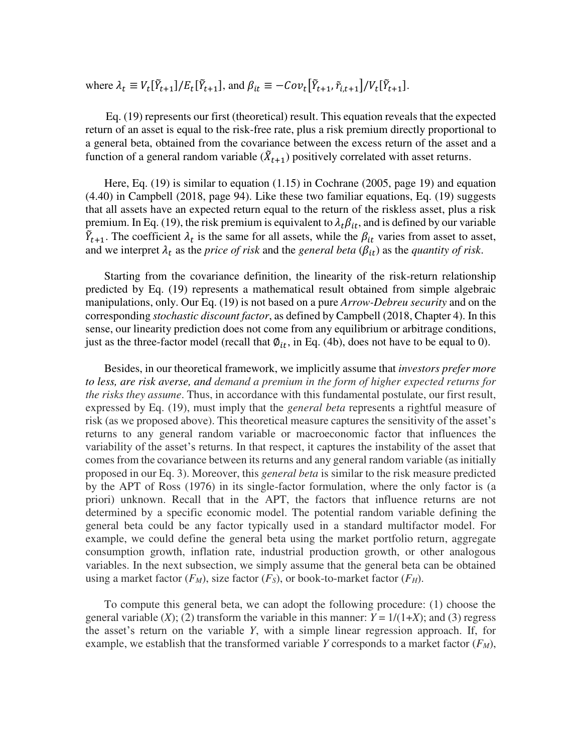where $\lambda_t \equiv V_t[\tilde{Y}_{t+1}]/E_t[\tilde{Y}_{t+1}]$, and $\beta_{it} \equiv -Cov_t[\tilde{Y}_{t+1}, \tilde{r}_{i,t+1}]/V_t[\tilde{Y}_{t+1}]$.

Eq. (19) represents our first (theoretical) result. This equation reveals that the expected return of an asset is equal to the risk-free rate, plus a risk premium directly proportional to a general beta, obtained from the covariance between the excess return of the asset and a function of a general random variable ($\tilde{X}_{t+1}$) positively correlated with asset returns.

Here, Eq. (19) is similar to equation (1.15) in Cochrane (2005, page 19) and equation (4.40) in Campbell (2018, page 94). Like these two familiar equations, Eq. (19) suggests that all assets have an expected return equal to the return of the riskless asset, plus a risk premium. In Eq. (19), the risk premium is equivalent to $\lambda_t\beta_{it}$, and is defined by our variable $\tilde{Y}_{t+1}$. The coefficient $\lambda_t$ is the same for all assets, while the $\beta_{it}$ varies from asset to asset, and we interpret $\lambda_t$ as the *price of risk* and the *general beta* ($\beta_{it}$) as the *quantity of risk*.

Starting from the covariance definition, the linearity of the risk-return relationship predicted by Eq. (19) represents a mathematical result obtained from simple algebraic manipulations, only. Our Eq. (19) is not based on a pure *Arrow-Debreu security* and on the corresponding *stochastic discount factor*, as defined by Campbell (2018, Chapter 4). In this sense, our linearity prediction does not come from any equilibrium or arbitrage conditions, just as the three-factor model (recall that $\emptyset_{it}$, in Eq. (4b), does not have to be equal to 0).

Besides, in our theoretical framework, we implicitly assume that *investors prefer more to less, are risk averse, and demand a premium in the form of higher expected returns for the risks they assume*. Thus, in accordance with this fundamental postulate, our first result, expressed by Eq. (19), must imply that the *general beta* represents a rightful measure of risk (as we proposed above). This theoretical measure captures the sensitivity of the asset's returns to any general random variable or macroeconomic factor that influences the variability of the asset's returns. In that respect, it captures the instability of the asset that comes from the covariance between its returns and any general random variable (as initially proposed in our Eq. 3). Moreover, this *general beta* is similar to the risk measure predicted by the APT of Ross (1976) in its single-factor formulation, where the only factor is (a priori) unknown. Recall that in the APT, the factors that influence returns are not determined by a specific economic model. The potential random variable defining the general beta could be any factor typically used in a standard multifactor model. For example, we could define the general beta using the market portfolio return, aggregate consumption growth, inflation rate, industrial production growth, or other analogous variables. In the next subsection, we simply assume that the general beta can be obtained using a market factor ($F_M$), size factor ($F_S$), or book-to-market factor ($F_H$).

To compute this general beta, we can adopt the following procedure: (1) choose the general variable ($X$); (2) transform the variable in this manner: $Y = 1/(1+X)$; and (3) regress the asset's return on the variable $Y$, with a simple linear regression approach. If, for example, we establish that the transformed variable $Y$ corresponds to a market factor ($F_M$),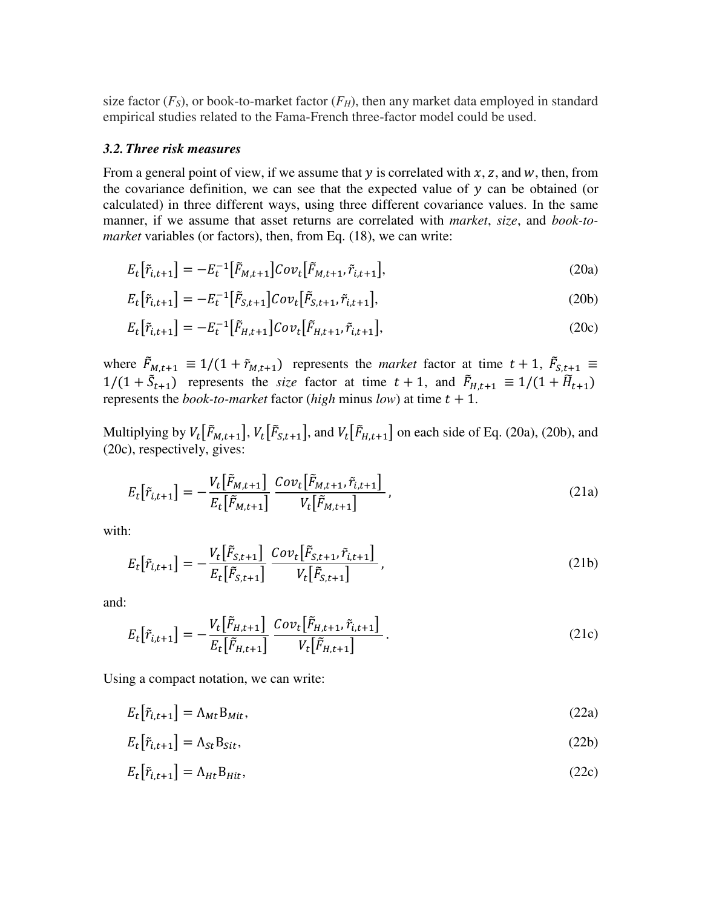size factor ($F_S$), or book-to-market factor ($F_H$), then any market data employed in standard empirical studies related to the Fama-French three-factor model could be used.

### *3.2. Three risk measures*

From a general point of view, if we assume that $y$ is correlated with $x$, $z$, and $w$, then, from the covariance definition, we can see that the expected value of $y$ can be obtained (or calculated) in three different ways, using three different covariance values. In the same manner, if we assume that asset returns are correlated with *market*, *size*, and *book-to-market* variables (or factors), then, from Eq. (18), we can write:

$$E_t[\tilde{r}_{i,t+1}] = -E_t^{-1}[\tilde{F}_{M,t+1}]Cov_t[\tilde{F}_{M,t+1}, \tilde{r}_{i,t+1}], \tag{20a}$$

$$E_t[\tilde{r}_{i,t+1}] = -E_t^{-1}[\tilde{F}_{S,t+1}]Cov_t[\tilde{F}_{S,t+1}, \tilde{r}_{i,t+1}], \tag{20b}$$

$$E_t[\tilde{r}_{i,t+1}] = -E_t^{-1}[\tilde{F}_{H,t+1}]Cov_t[\tilde{F}_{H,t+1}, \tilde{r}_{i,t+1}], \tag{20c}$$

where $\tilde{F}_{M,t+1} \equiv 1/(1+\tilde{r}_{M,t+1})$ represents the *market* factor at time $t+1$, $\tilde{F}_{S,t+1} \equiv 1/(1+\tilde{S}_{t+1})$ represents the *size* factor at time $t+1$, and $\tilde{F}_{H,t+1} \equiv 1/(1+\tilde{H}_{t+1})$ represents the *book-to-market* factor (*high* minus *low*) at time $t+1$.

Multiplying by $V_t[\tilde{F}_{M,t+1}]$, $V_t[\tilde{F}_{S,t+1}]$, and $V_t[\tilde{F}_{H,t+1}]$ on each side of Eq. (20a), (20b), and (20c), respectively, gives:

$$E_t[\tilde{r}_{i,t+1}] = -\frac{V_t[\tilde{F}_{M,t+1}]}{E_t[\tilde{F}_{M,t+1}]}\frac{Cov_t[\tilde{F}_{M,t+1}, \tilde{r}_{i,t+1}]}{V_t[\tilde{F}_{M,t+1}]}, \tag{21a}$$

with:

$$E_t[\tilde{r}_{i,t+1}] = -\frac{V_t[\tilde{F}_{S,t+1}]}{E_t[\tilde{F}_{S,t+1}]}\frac{Cov_t[\tilde{F}_{S,t+1}, \tilde{r}_{i,t+1}]}{V_t[\tilde{F}_{S,t+1}]}, \tag{21b}$$

and:

$$E_t[\tilde{r}_{i,t+1}] = -\frac{V_t[\tilde{F}_{H,t+1}]}{E_t[\tilde{F}_{H,t+1}]}\frac{Cov_t[\tilde{F}_{H,t+1}, \tilde{r}_{i,t+1}]}{V_t[\tilde{F}_{H,t+1}]}. \tag{21c}$$

Using a compact notation, we can write:

$$E_t[\tilde{r}_{i,t+1}] = \Lambda_{Mt}\mathrm{B}_{Mit}, \tag{22a}$$

$$E_t[\tilde{r}_{i,t+1}] = \Lambda_{St}\mathrm{B}_{Sit}, \tag{22b}$$

$$E_t[\tilde{r}_{i,t+1}] = \Lambda_{Ht}\mathrm{B}_{Hit}, \tag{22c}$$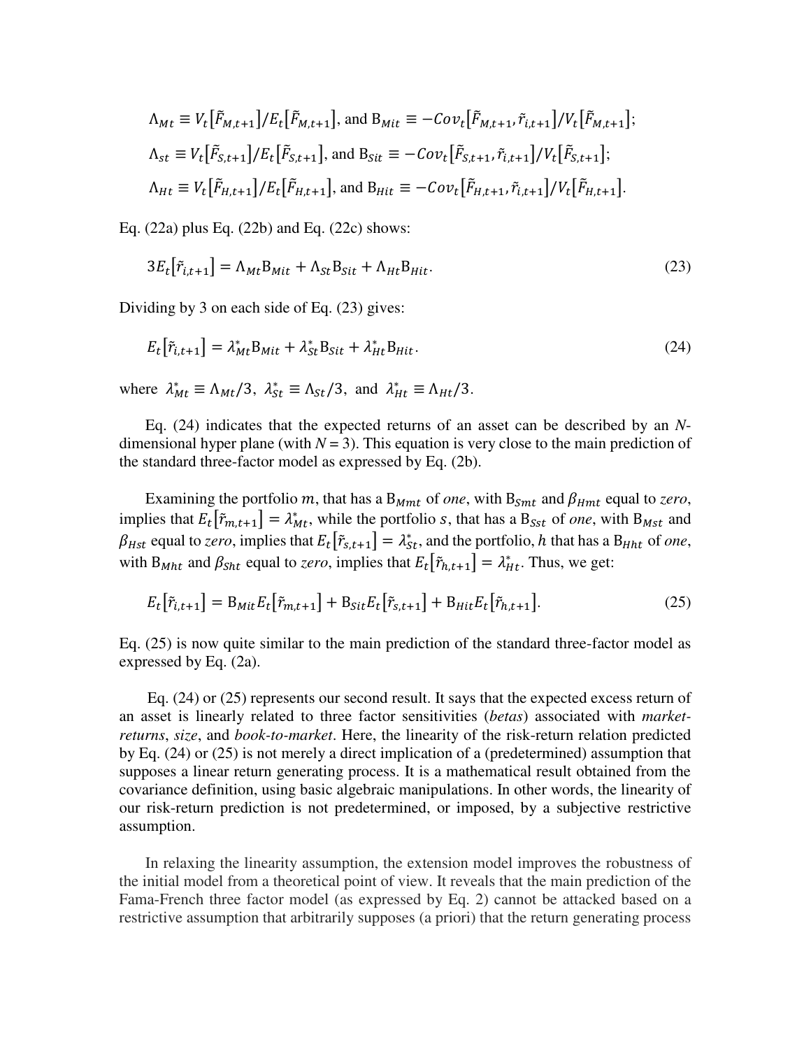$$\Lambda_{Mt} \equiv V_t[\tilde{F}_{M,t+1}]/E_t[\tilde{F}_{M,t+1}], \text{ and } \mathrm{B}_{Mit} \equiv -Cov_t[\tilde{F}_{M,t+1}, \tilde{r}_{i,t+1}]/V_t[\tilde{F}_{M,t+1}];$$

$$\Lambda_{st} \equiv V_t[\tilde{F}_{S,t+1}]/E_t[\tilde{F}_{S,t+1}], \text{ and } \mathrm{B}_{Sit} \equiv -Cov_t[\tilde{F}_{S,t+1}, \tilde{r}_{i,t+1}]/V_t[\tilde{F}_{S,t+1}];$$

$$\Lambda_{Ht} \equiv V_t[\tilde{F}_{H,t+1}]/E_t[\tilde{F}_{H,t+1}], \text{ and } \mathrm{B}_{Hit} \equiv -Cov_t[\tilde{F}_{H,t+1}, \tilde{r}_{i,t+1}]/V_t[\tilde{F}_{H,t+1}].$$

Eq. (22a) plus Eq. (22b) and Eq. (22c) shows:

$$3E_t[\tilde{r}_{i,t+1}] = \Lambda_{Mt}\mathrm{B}_{Mit} + \Lambda_{St}\mathrm{B}_{Sit} + \Lambda_{Ht}\mathrm{B}_{Hit}. \tag{23}$$

Dividing by 3 on each side of Eq. (23) gives:

$$E_t[\tilde{r}_{i,t+1}] = \lambda^*_{Mt}\mathrm{B}_{Mit} + \lambda^*_{St}\mathrm{B}_{Sit} + \lambda^*_{Ht}\mathrm{B}_{Hit}. \tag{24}$$

where $\lambda^*_{Mt} \equiv \Lambda_{Mt}/3$, $\lambda^*_{St} \equiv \Lambda_{St}/3$, and $\lambda^*_{Ht} \equiv \Lambda_{Ht}/3$.

Eq. (24) indicates that the expected returns of an asset can be described by an *N*-dimensional hyper plane (with $N = 3$). This equation is very close to the main prediction of the standard three-factor model as expressed by Eq. (2b).

Examining the portfolio $m$, that has a $\mathrm{B}_{Mmt}$ of *one*, with $\mathrm{B}_{Smt}$ and $\beta_{Hmt}$ equal to *zero*, implies that $E_t[\tilde{r}_{m,t+1}] = \lambda^*_{Mt}$, while the portfolio $s$, that has a $\mathrm{B}_{Sst}$ of *one*, with $\mathrm{B}_{Mst}$ and $\beta_{Hst}$ equal to *zero*, implies that $E_t[\tilde{r}_{s,t+1}] = \lambda^*_{St}$, and the portfolio, $h$ that has a $\mathrm{B}_{Hht}$ of *one*, with $\mathrm{B}_{Mht}$ and $\beta_{Sht}$ equal to *zero*, implies that $E_t[\tilde{r}_{h,t+1}] = \lambda^*_{Ht}$. Thus, we get:

$$E_t[\tilde{r}_{i,t+1}] = \mathrm{B}_{Mit}E_t[\tilde{r}_{m,t+1}] + \mathrm{B}_{Sit}E_t[\tilde{r}_{s,t+1}] + \mathrm{B}_{Hit}E_t[\tilde{r}_{h,t+1}]. \tag{25}$$

Eq. (25) is now quite similar to the main prediction of the standard three-factor model as expressed by Eq. (2a).

Eq. (24) or (25) represents our second result. It says that the expected excess return of an asset is linearly related to three factor sensitivities (*betas*) associated with *market-returns*, *size*, and *book-to-market*. Here, the linearity of the risk-return relation predicted by Eq. (24) or (25) is not merely a direct implication of a (predetermined) assumption that supposes a linear return generating process. It is a mathematical result obtained from the covariance definition, using basic algebraic manipulations. In other words, the linearity of our risk-return prediction is not predetermined, or imposed, by a subjective restrictive assumption.

In relaxing the linearity assumption, the extension model improves the robustness of the initial model from a theoretical point of view. It reveals that the main prediction of the Fama-French three factor model (as expressed by Eq. 2) cannot be attacked based on a restrictive assumption that arbitrarily supposes (a priori) that the return generating process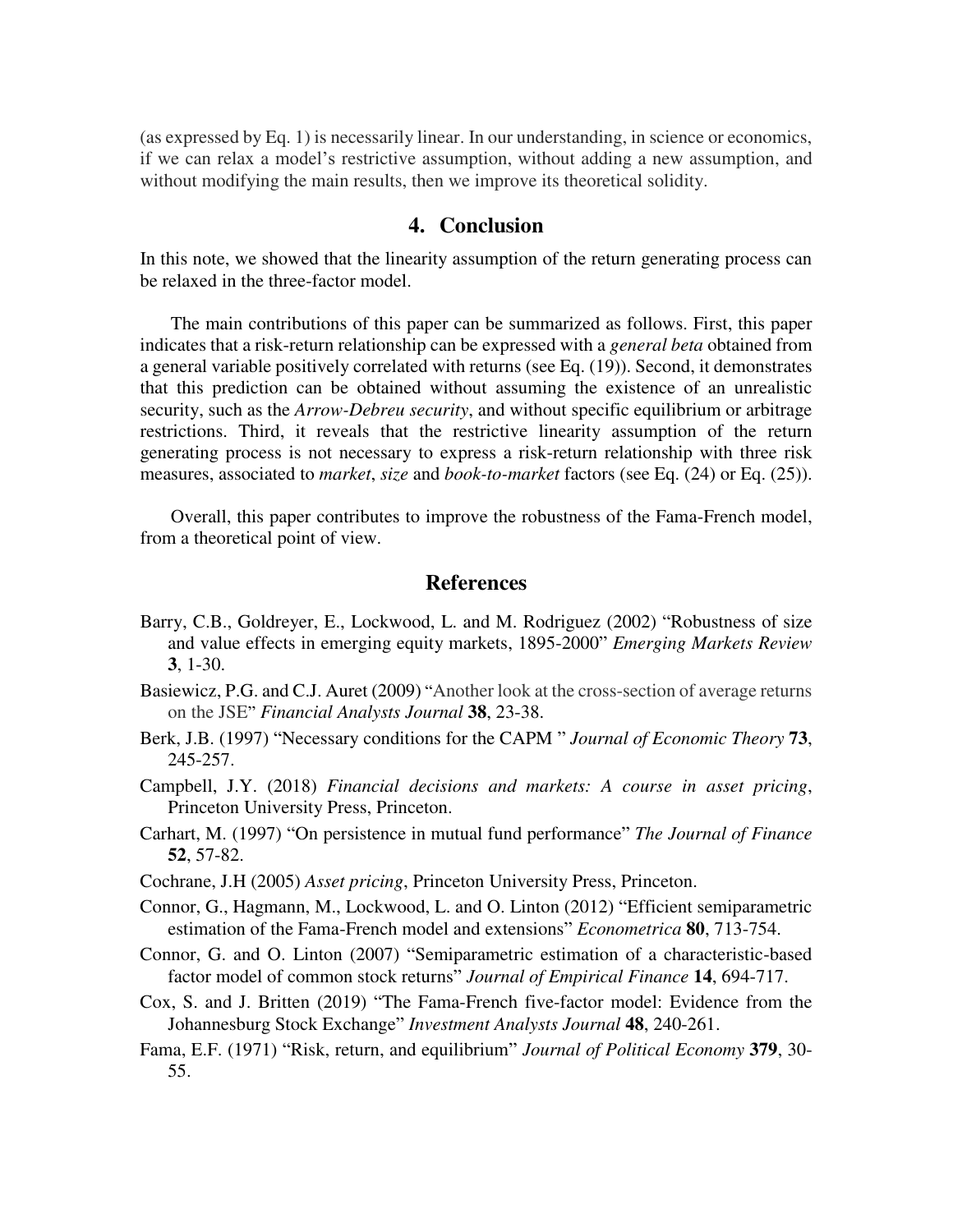(as expressed by Eq. 1) is necessarily linear. In our understanding, in science or economics, if we can relax a model's restrictive assumption, without adding a new assumption, and without modifying the main results, then we improve its theoretical solidity.

## 4. Conclusion

In this note, we showed that the linearity assumption of the return generating process can be relaxed in the three-factor model.

The main contributions of this paper can be summarized as follows. First, this paper indicates that a risk-return relationship can be expressed with a *general beta* obtained from a general variable positively correlated with returns (see Eq. (19)). Second, it demonstrates that this prediction can be obtained without assuming the existence of an unrealistic security, such as the *Arrow-Debreu security*, and without specific equilibrium or arbitrage restrictions. Third, it reveals that the restrictive linearity assumption of the return generating process is not necessary to express a risk-return relationship with three risk measures, associated to *market*, *size* and *book-to-market* factors (see Eq. (24) or Eq. (25)).

Overall, this paper contributes to improve the robustness of the Fama-French model, from a theoretical point of view.

## References

Barry, C.B., Goldreyer, E., Lockwood, L. and M. Rodriguez (2002) "Robustness of size and value effects in emerging equity markets, 1895-2000" *Emerging Markets Review* **3**, 1-30.

Basiewicz, P.G. and C.J. Auret (2009) "Another look at the cross-section of average returns on the JSE" *Financial Analysts Journal* **38**, 23-38.

Berk, J.B. (1997) "Necessary conditions for the CAPM " *Journal of Economic Theory* **73**, 245-257.

Campbell, J.Y. (2018) *Financial decisions and markets: A course in asset pricing*, Princeton University Press, Princeton.

Carhart, M. (1997) "On persistence in mutual fund performance" *The Journal of Finance* **52**, 57-82.

Cochrane, J.H (2005) *Asset pricing*, Princeton University Press, Princeton.

Connor, G., Hagmann, M., Lockwood, L. and O. Linton (2012) "Efficient semiparametric estimation of the Fama-French model and extensions" *Econometrica* **80**, 713-754.

Connor, G. and O. Linton (2007) "Semiparametric estimation of a characteristic-based factor model of common stock returns" *Journal of Empirical Finance* **14**, 694-717.

Cox, S. and J. Britten (2019) "The Fama-French five-factor model: Evidence from the Johannesburg Stock Exchange" *Investment Analysts Journal* **48**, 240-261.

Fama, E.F. (1971) "Risk, return, and equilibrium" *Journal of Political Economy* **379**, 30-55.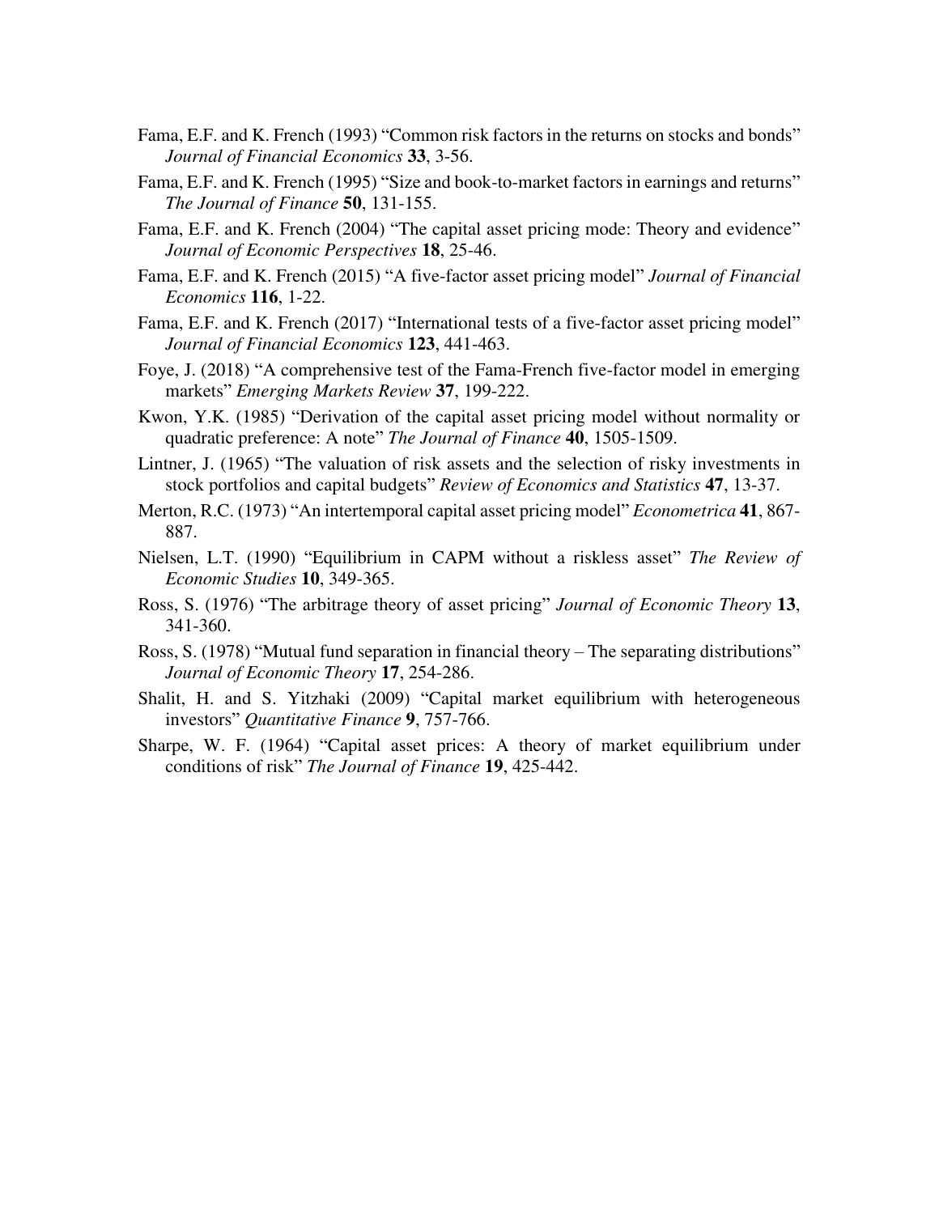Fama, E.F. and K. French (1993) "Common risk factors in the returns on stocks and bonds" *Journal of Financial Economics* **33**, 3-56.

Fama, E.F. and K. French (1995) "Size and book-to-market factors in earnings and returns" *The Journal of Finance* **50**, 131-155.

Fama, E.F. and K. French (2004) "The capital asset pricing mode: Theory and evidence" *Journal of Economic Perspectives* **18**, 25-46.

Fama, E.F. and K. French (2015) "A five-factor asset pricing model" *Journal of Financial Economics* **116**, 1-22.

Fama, E.F. and K. French (2017) "International tests of a five-factor asset pricing model" *Journal of Financial Economics* **123**, 441-463.

Foye, J. (2018) "A comprehensive test of the Fama-French five-factor model in emerging markets" *Emerging Markets Review* **37**, 199-222.

Kwon, Y.K. (1985) "Derivation of the capital asset pricing model without normality or quadratic preference: A note" *The Journal of Finance* **40**, 1505-1509.

Lintner, J. (1965) "The valuation of risk assets and the selection of risky investments in stock portfolios and capital budgets" *Review of Economics and Statistics* **47**, 13-37.

Merton, R.C. (1973) "An intertemporal capital asset pricing model" *Econometrica* **41**, 867-887.

Nielsen, L.T. (1990) "Equilibrium in CAPM without a riskless asset" *The Review of Economic Studies* **10**, 349-365.

Ross, S. (1976) "The arbitrage theory of asset pricing" *Journal of Economic Theory* **13**, 341-360.

Ross, S. (1978) "Mutual fund separation in financial theory – The separating distributions" *Journal of Economic Theory* **17**, 254-286.

Shalit, H. and S. Yitzhaki (2009) "Capital market equilibrium with heterogeneous investors" *Quantitative Finance* **9**, 757-766.

Sharpe, W. F. (1964) "Capital asset prices: A theory of market equilibrium under conditions of risk" *The Journal of Finance* **19**, 425-442.